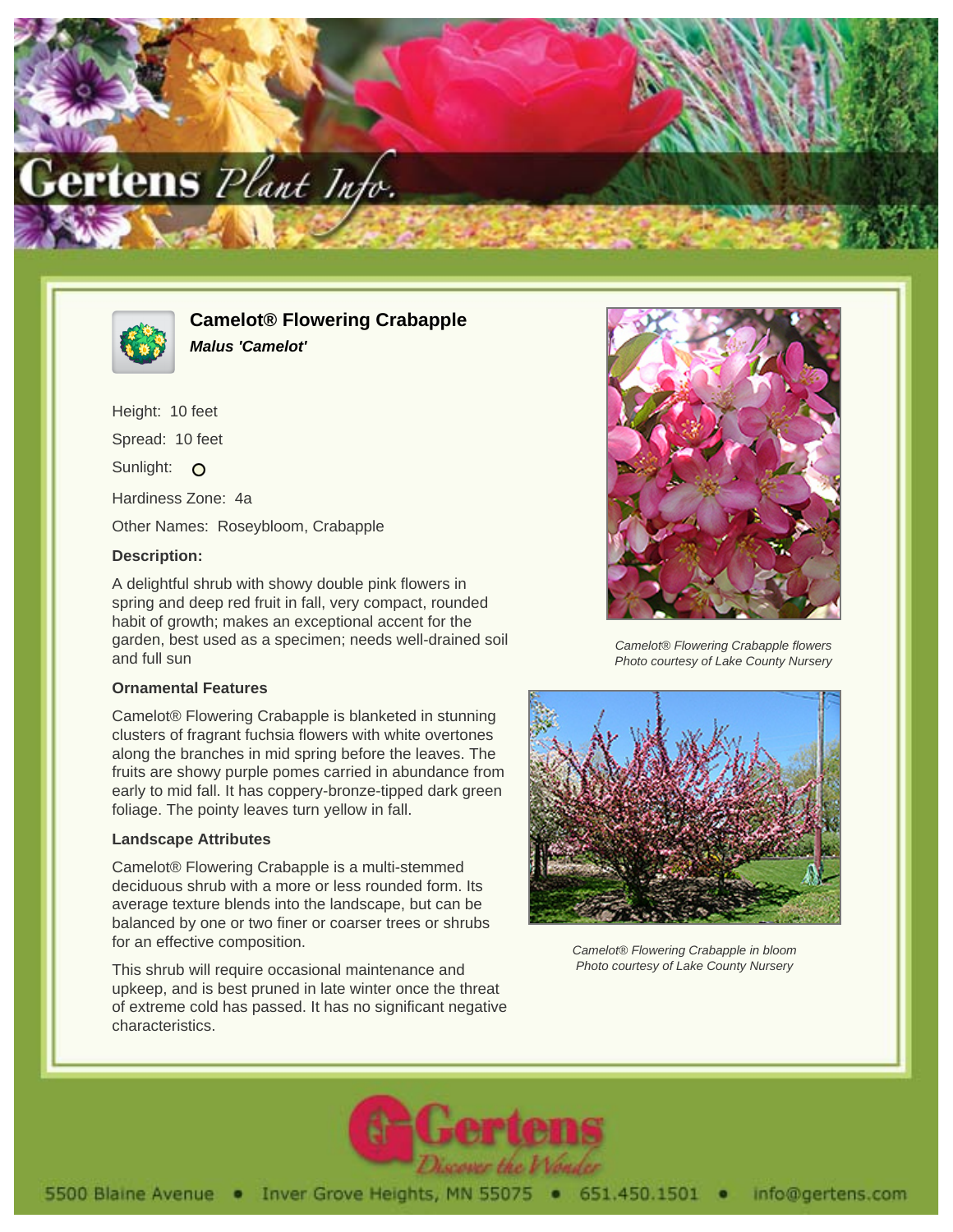# Camelot® Flowering Crabapple

***Malus 'Camelot'***

Height: 10 feet

Spread: 10 feet

Sunlight: O

Hardiness Zone: 4a

Other Names: Roseybloom, Crabapple

### Description:

A delightful shrub with showy double pink flowers in spring and deep red fruit in fall, very compact, rounded habit of growth; makes an exceptional accent for the garden, best used as a specimen; needs well-drained soil and full sun

### Ornamental Features

Camelot® Flowering Crabapple is blanketed in stunning clusters of fragrant fuchsia flowers with white overtones along the branches in mid spring before the leaves. The fruits are showy purple pomes carried in abundance from early to mid fall. It has coppery-bronze-tipped dark green foliage. The pointy leaves turn yellow in fall.

### Landscape Attributes

Camelot® Flowering Crabapple is a multi-stemmed deciduous shrub with a more or less rounded form. Its average texture blends into the landscape, but can be balanced by one or two finer or coarser trees or shrubs for an effective composition.

This shrub will require occasional maintenance and upkeep, and is best pruned in late winter once the threat of extreme cold has passed. It has no significant negative characteristics.

*Camelot® Flowering Crabapple flowers*
*Photo courtesy of Lake County Nursery*

*Camelot® Flowering Crabapple in bloom*
*Photo courtesy of Lake County Nursery*

Gertens — Discover the Wonder

5500 Blaine Avenue • Inver Grove Heights, MN 55075 • 651.450.1501 • info@gertens.com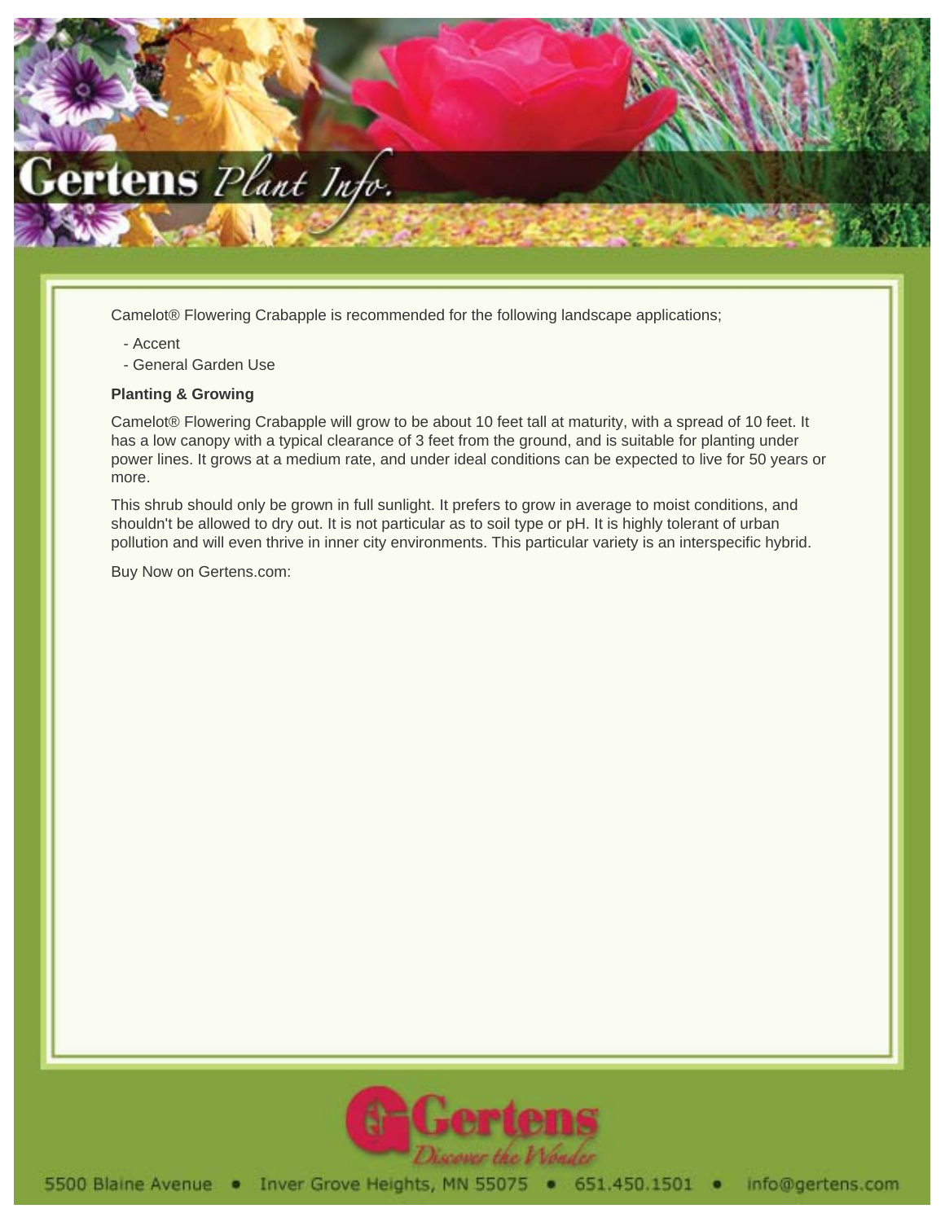Camelot® Flowering Crabapple is recommended for the following landscape applications;

- Accent
- General Garden Use

**Planting & Growing**

Camelot® Flowering Crabapple will grow to be about 10 feet tall at maturity, with a spread of 10 feet. It has a low canopy with a typical clearance of 3 feet from the ground, and is suitable for planting under power lines. It grows at a medium rate, and under ideal conditions can be expected to live for 50 years or more.

This shrub should only be grown in full sunlight. It prefers to grow in average to moist conditions, and shouldn't be allowed to dry out. It is not particular as to soil type or pH. It is highly tolerant of urban pollution and will even thrive in inner city environments. This particular variety is an interspecific hybrid.

Buy Now on Gertens.com: